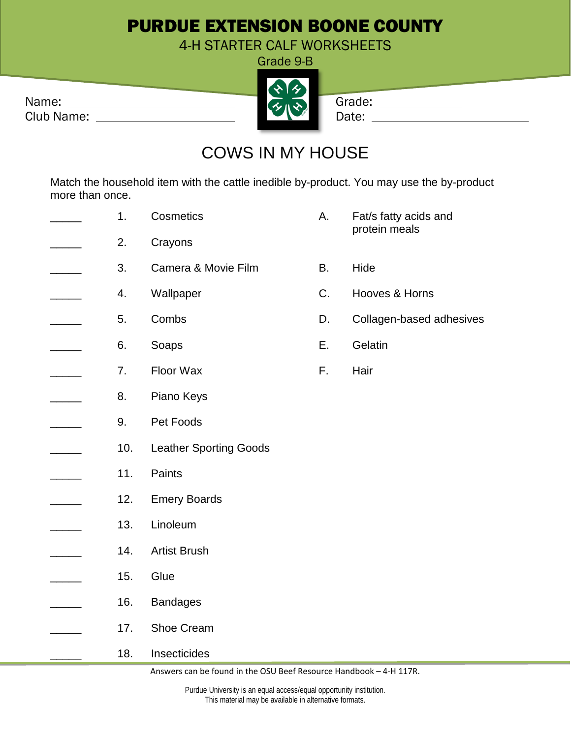# PURDUE EXTENSION BOONE COUNTY

4-H STARTER CALF WORKSHEETS

Grade 9-B

Name: ____________________________ Grade: ______________

Club Name: ________________________ Date: ________________________

## COWS IN MY HOUSE

Match the household item with the cattle inedible by-product. You may use the by-product more than once.

_____ 1. Cosmetics

_____ 2. Crayons

_____ 3. Camera & Movie Film

_____ 4. Wallpaper

_____ 5. Combs

_____ 6. Soaps

_____ 7. Floor Wax

_____ 8. Piano Keys

_____ 9. Pet Foods

_____ 10. Leather Sporting Goods

_____ 11. Paints

_____ 12. Emery Boards

_____ 13. Linoleum

_____ 14. Artist Brush

_____ 15. Glue

_____ 16. Bandages

_____ 17. Shoe Cream

_____ 18. Insecticides

A. Fat/s fatty acids and protein meals

B. Hide

C. Hooves & Horns

D. Collagen-based adhesives

E. Gelatin

F. Hair

Answers can be found in the OSU Beef Resource Handbook – 4-H 117R.

Purdue University is an equal access/equal opportunity institution.
This material may be available in alternative formats.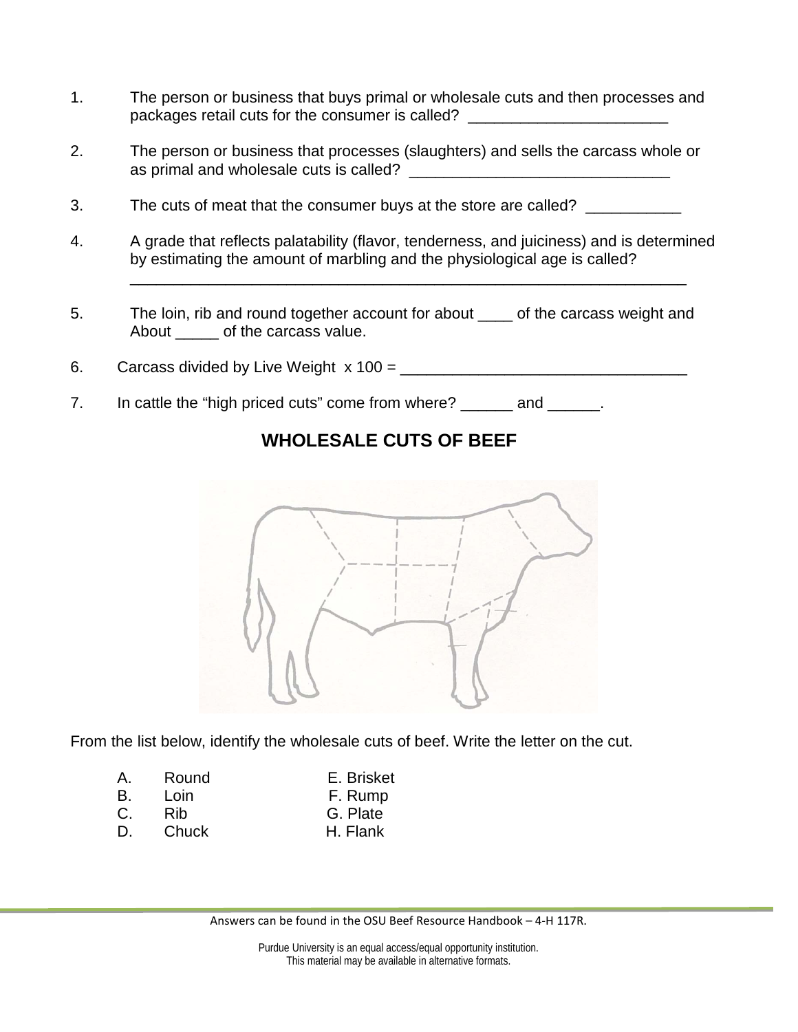1. The person or business that buys primal or wholesale cuts and then processes and packages retail cuts for the consumer is called? _______________________

2. The person or business that processes (slaughters) and sells the carcass whole or as primal and wholesale cuts is called? ______________________________

3. The cuts of meat that the consumer buys at the store are called? ___________

4. A grade that reflects palatability (flavor, tenderness, and juiciness) and is determined by estimating the amount of marbling and the physiological age is called? _________________________________________________________________

5. The loin, rib and round together account for about ____ of the carcass weight and About _____ of the carcass value.

6. Carcass divided by Live Weight x 100 = _________________________________

7. In cattle the "high priced cuts" come from where? ______ and ______.

## WHOLESALE CUTS OF BEEF

From the list below, identify the wholesale cuts of beef. Write the letter on the cut.

A. Round
B. Loin
C. Rib
D. Chuck
E. Brisket
F. Rump
G. Plate
H. Flank

Answers can be found in the OSU Beef Resource Handbook – 4-H 117R.

Purdue University is an equal access/equal opportunity institution.
This material may be available in alternative formats.